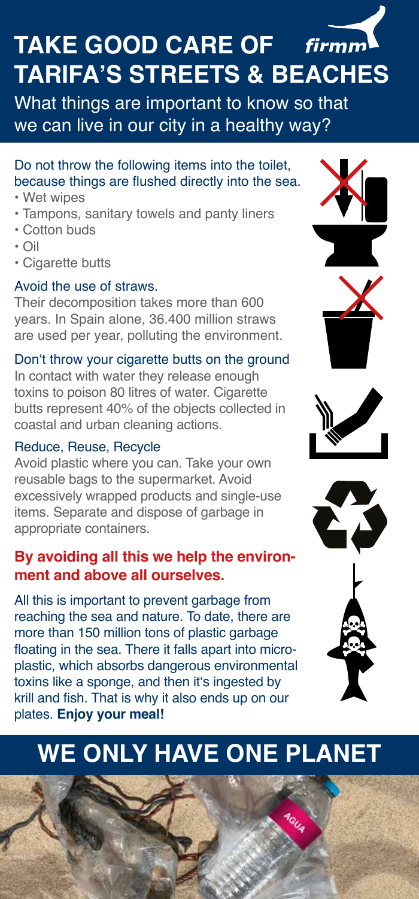# TAKE GOOD CARE OF TARIFA'S STREETS & BEACHES

firmm

## What things are important to know so that we can live in our city in a healthy way?

### Do not throw the following items into the toilet, because things are flushed directly into the sea.

- Wet wipes
- Tampons, sanitary towels and panty liners
- Cotton buds
- Oil
- Cigarette butts

### Avoid the use of straws.

Their decomposition takes more than 600 years. In Spain alone, 36.400 million straws are used per year, polluting the environment.

### Don't throw your cigarette butts on the ground

In contact with water they release enough toxins to poison 80 litres of water. Cigarette butts represent 40% of the objects collected in coastal and urban cleaning actions.

### Reduce, Reuse, Recycle

Avoid plastic where you can. Take your own reusable bags to the supermarket. Avoid excessively wrapped products and single-use items. Separate and dispose of garbage in appropriate containers.

**By avoiding all this we help the environment and above all ourselves.**

All this is important to prevent garbage from reaching the sea and nature. To date, there are more than 150 million tons of plastic garbage floating in the sea. There it falls apart into microplastic, which absorbs dangerous environmental toxins like a sponge, and then it's ingested by krill and fish. That is why it also ends up on our plates. **Enjoy your meal!**

# WE ONLY HAVE ONE PLANET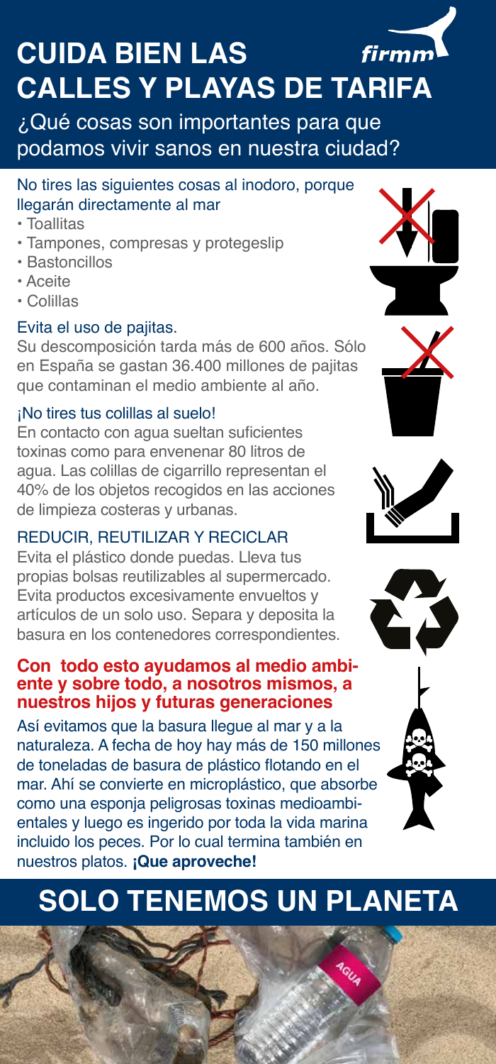# CUIDA BIEN LAS CALLES Y PLAYAS DE TARIFA

firmm

¿Qué cosas son importantes para que podamos vivir sanos en nuestra ciudad?

### No tires las siguientes cosas al inodoro, porque llegarán directamente al mar

- Toallitas
- Tampones, compresas y protegeslip
- Bastoncillos
- Aceite
- Colillas

### Evita el uso de pajitas.

Su descomposición tarda más de 600 años. Sólo en España se gastan 36.400 millones de pajitas que contaminan el medio ambiente al año.

### ¡No tires tus colillas al suelo!

En contacto con agua sueltan suficientes toxinas como para envenenar 80 litros de agua. Las colillas de cigarrillo representan el 40% de los objetos recogidos en las acciones de limpieza costeras y urbanas.

### REDUCIR, REUTILIZAR Y RECICLAR

Evita el plástico donde puedas. Lleva tus propias bolsas reutilizables al supermercado. Evita productos excesivamente envueltos y artículos de un solo uso. Separa y deposita la basura en los contenedores correspondientes.

**Con todo esto ayudamos al medio ambiente y sobre todo, a nosotros mismos, a nuestros hijos y futuras generaciones**

Así evitamos que la basura llegue al mar y a la naturaleza. A fecha de hoy hay más de 150 millones de toneladas de basura de plástico flotando en el mar. Ahí se convierte en microplástico, que absorbe como una esponja peligrosas toxinas medioambientales y luego es ingerido por toda la vida marina incluido los peces. Por lo cual termina también en nuestros platos. **¡Que aproveche!**

# SOLO TENEMOS UN PLANETA